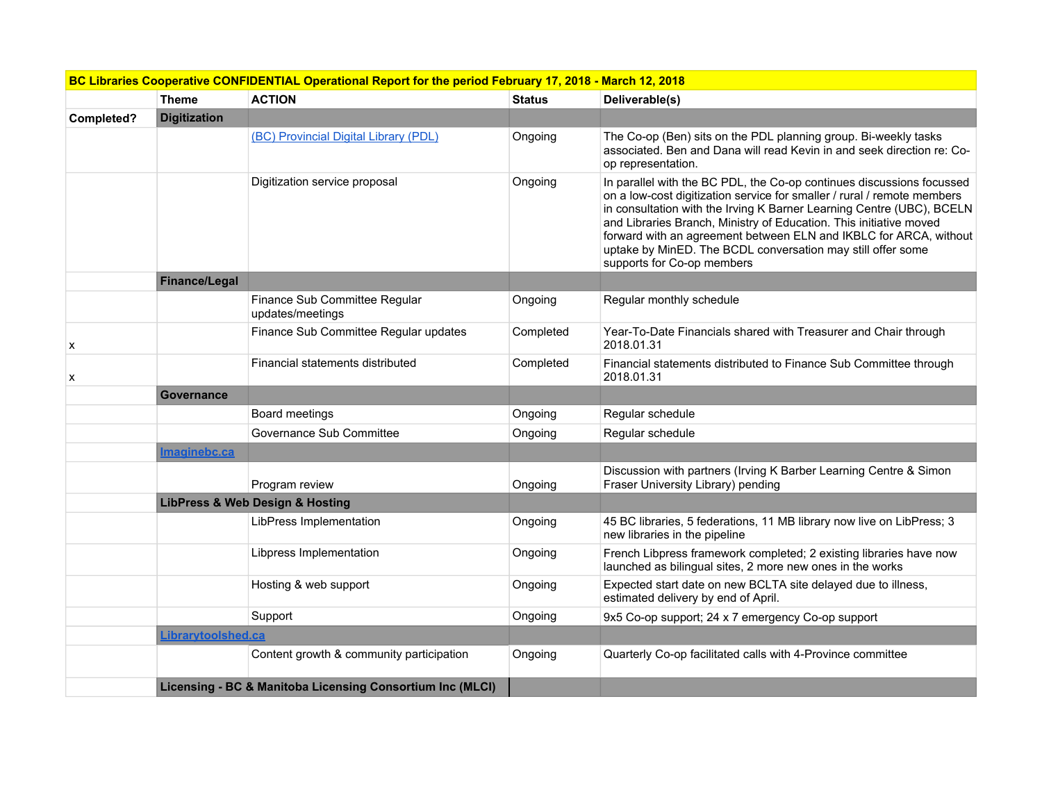| BC Libraries Cooperative CONFIDENTIAL Operational Report for the period February 17, 2018 - March 12, 2018 | | | | |
|---|---|---|---|---|
| | **Theme** | **ACTION** | **Status** | **Deliverable(s)** |
| **Completed?** | **Digitization** | | | |
| | | [(BC) Provincial Digital Library (PDL)]() | Ongoing | The Co-op (Ben) sits on the PDL planning group. Bi-weekly tasks associated. Ben and Dana will read Kevin in and seek direction re: Co-op representation. |
| | | Digitization service proposal | Ongoing | In parallel with the BC PDL, the Co-op continues discussions focussed on a low-cost digitization service for smaller / rural / remote members in consultation with the Irving K Barner Learning Centre (UBC), BCELN and Libraries Branch, Ministry of Education. This initiative moved forward with an agreement between ELN and IKBLC for ARCA, without uptake by MinED. The BCDL conversation may still offer some supports for Co-op members |
| | **Finance/Legal** | | | |
| | | Finance Sub Committee Regular updates/meetings | Ongoing | Regular monthly schedule |
| x | | Finance Sub Committee Regular updates | Completed | Year-To-Date Financials shared with Treasurer and Chair through 2018.01.31 |
| x | | Financial statements distributed | Completed | Financial statements distributed to Finance Sub Committee through 2018.01.31 |
| | **Governance** | | | |
| | | Board meetings | Ongoing | Regular schedule |
| | | Governance Sub Committee | Ongoing | Regular schedule |
| | **[Imaginebc.ca]()** | | | |
| | | Program review | Ongoing | Discussion with partners (Irving K Barber Learning Centre & Simon Fraser University Library) pending |
| | **LibPress & Web Design & Hosting** | | | |
| | | LibPress Implementation | Ongoing | 45 BC libraries, 5 federations, 11 MB library now live on LibPress; 3 new libraries in the pipeline |
| | | Libpress Implementation | Ongoing | French Libpress framework completed; 2 existing libraries have now launched as bilingual sites, 2 more new ones in the works |
| | | Hosting & web support | Ongoing | Expected start date on new BCLTA site delayed due to illness, estimated delivery by end of April. |
| | | Support | Ongoing | 9x5 Co-op support; 24 x 7 emergency Co-op support |
| | **[Librarytoolshed.ca]()** | | | |
| | | Content growth & community participation | Ongoing | Quarterly Co-op facilitated calls with 4-Province committee |
| | **Licensing - BC & Manitoba Licensing Consortium Inc (MLCI)** | | | |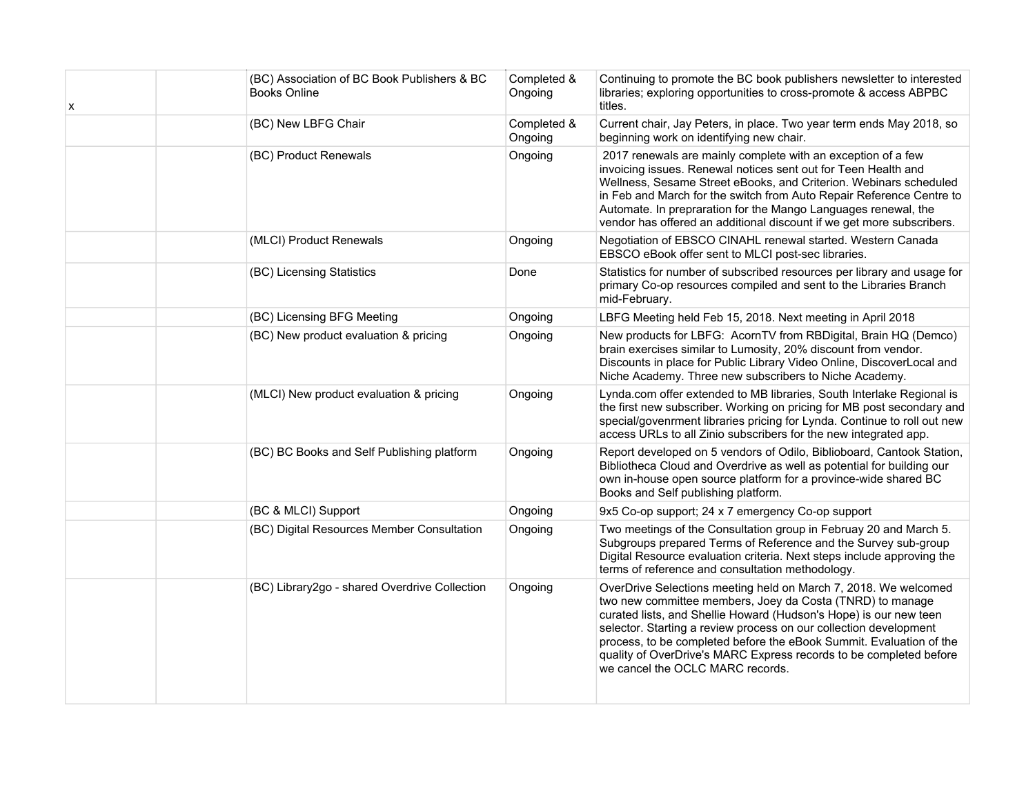| | | | | |
|---|---|---|---|---|
| x | | (BC) Association of BC Book Publishers & BC Books Online | Completed & Ongoing | Continuing to promote the BC book publishers newsletter to interested libraries; exploring opportunities to cross-promote & access ABPBC titles. |
| | | (BC) New LBFG Chair | Completed & Ongoing | Current chair, Jay Peters, in place. Two year term ends May 2018, so beginning work on identifying new chair. |
| | | (BC) Product Renewals | Ongoing | 2017 renewals are mainly complete with an exception of a few invoicing issues. Renewal notices sent out for Teen Health and Wellness, Sesame Street eBooks, and Criterion. Webinars scheduled in Feb and March for the switch from Auto Repair Reference Centre to Automate. In prepraration for the Mango Languages renewal, the vendor has offered an additional discount if we get more subscribers. |
| | | (MLCI) Product Renewals | Ongoing | Negotiation of EBSCO CINAHL renewal started. Western Canada EBSCO eBook offer sent to MLCI post-sec libraries. |
| | | (BC) Licensing Statistics | Done | Statistics for number of subscribed resources per library and usage for primary Co-op resources compiled and sent to the Libraries Branch mid-February. |
| | | (BC) Licensing BFG Meeting | Ongoing | LBFG Meeting held Feb 15, 2018. Next meeting in April 2018 |
| | | (BC) New product evaluation & pricing | Ongoing | New products for LBFG: AcornTV from RBDigital, Brain HQ (Demco) brain exercises similar to Lumosity, 20% discount from vendor. Discounts in place for Public Library Video Online, DiscoverLocal and Niche Academy. Three new subscribers to Niche Academy. |
| | | (MLCI) New product evaluation & pricing | Ongoing | Lynda.com offer extended to MB libraries, South Interlake Regional is the first new subscriber. Working on pricing for MB post secondary and special/govenrment libraries pricing for Lynda. Continue to roll out new access URLs to all Zinio subscribers for the new integrated app. |
| | | (BC) BC Books and Self Publishing platform | Ongoing | Report developed on 5 vendors of Odilo, Biblioboard, Cantook Station, Bibliotheca Cloud and Overdrive as well as potential for building our own in-house open source platform for a province-wide shared BC Books and Self publishing platform. |
| | | (BC & MLCI) Support | Ongoing | 9x5 Co-op support; 24 x 7 emergency Co-op support |
| | | (BC) Digital Resources Member Consultation | Ongoing | Two meetings of the Consultation group in Februay 20 and March 5. Subgroups prepared Terms of Reference and the Survey sub-group Digital Resource evaluation criteria. Next steps include approving the terms of reference and consultation methodology. |
| | | (BC) Library2go - shared Overdrive Collection | Ongoing | OverDrive Selections meeting held on March 7, 2018. We welcomed two new committee members, Joey da Costa (TNRD) to manage curated lists, and Shellie Howard (Hudson's Hope) is our new teen selector. Starting a review process on our collection development process, to be completed before the eBook Summit. Evaluation of the quality of OverDrive's MARC Express records to be completed before we cancel the OCLC MARC records. |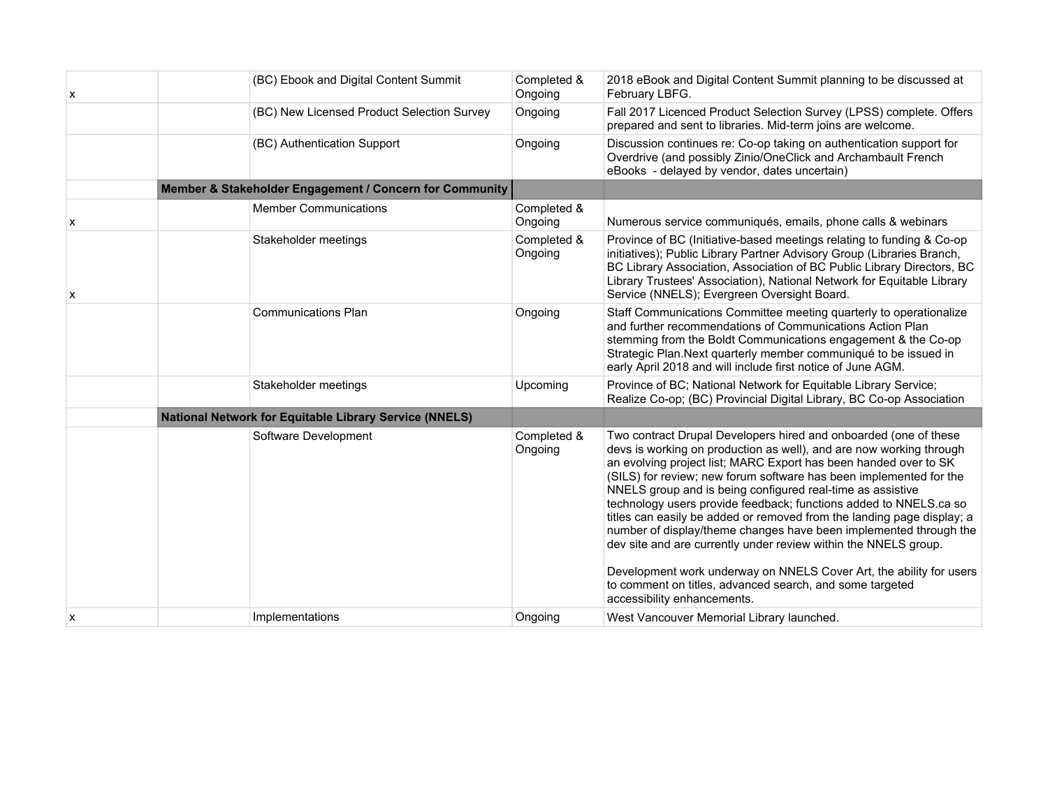| | | | | |
|---|---|---|---|---|
| x | | (BC) Ebook and Digital Content Summit | Completed & Ongoing | 2018 eBook and Digital Content Summit planning to be discussed at February LBFG. |
| | | (BC) New Licensed Product Selection Survey | Ongoing | Fall 2017 Licenced Product Selection Survey (LPSS) complete. Offers prepared and sent to libraries. Mid-term joins are welcome. |
| | | (BC) Authentication Support | Ongoing | Discussion continues re: Co-op taking on authentication support for Overdrive (and possibly Zinio/OneClick and Archambault French eBooks - delayed by vendor, dates uncertain) |
| | **Member & Stakeholder Engagement / Concern for Community** | | | |
| x | | Member Communications | Completed & Ongoing | Numerous service communiqués, emails, phone calls & webinars |
| x | | Stakeholder meetings | Completed & Ongoing | Province of BC (Initiative-based meetings relating to funding & Co-op initiatives); Public Library Partner Advisory Group (Libraries Branch, BC Library Association, Association of BC Public Library Directors, BC Library Trustees' Association), National Network for Equitable Library Service (NNELS); Evergreen Oversight Board. |
| | | Communications Plan | Ongoing | Staff Communications Committee meeting quarterly to operationalize and further recommendations of Communications Action Plan stemming from the Boldt Communications engagement & the Co-op Strategic Plan.Next quarterly member communiqué to be issued in early April 2018 and will include first notice of June AGM. |
| | | Stakeholder meetings | Upcoming | Province of BC; National Network for Equitable Library Service; Realize Co-op; (BC) Provincial Digital Library, BC Co-op Association |
| | **National Network for Equitable Library Service (NNELS)** | | | |
| | | Software Development | Completed & Ongoing | Two contract Drupal Developers hired and onboarded (one of these devs is working on production as well), and are now working through an evolving project list; MARC Export has been handed over to SK (SILS) for review; new forum software has been implemented for the NNELS group and is being configured real-time as assistive technology users provide feedback; functions added to NNELS.ca so titles can easily be added or removed from the landing page display; a number of display/theme changes have been implemented through the dev site and are currently under review within the NNELS group.<br><br>Development work underway on NNELS Cover Art, the ability for users to comment on titles, advanced search, and some targeted accessibility enhancements. |
| x | | Implementations | Ongoing | West Vancouver Memorial Library launched. |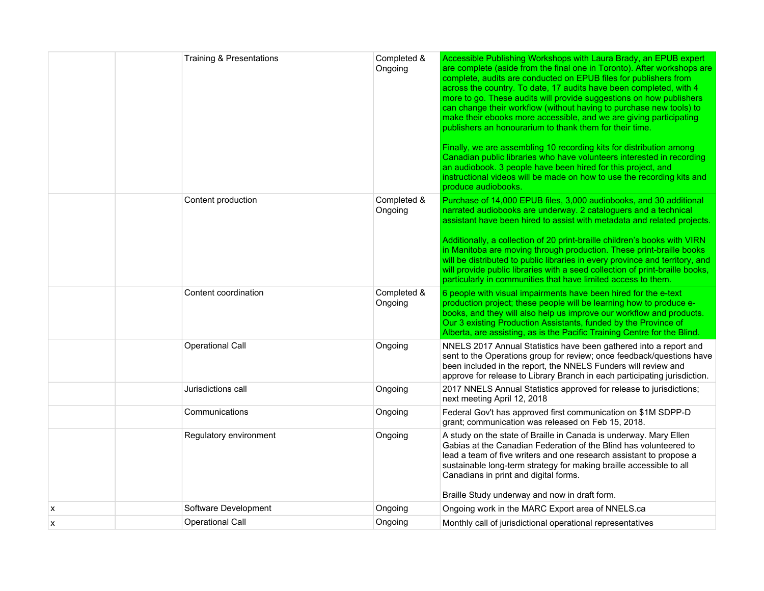| | | | | |
|---|---|---|---|---|
| | | Training & Presentations | Completed & Ongoing | Accessible Publishing Workshops with Laura Brady, an EPUB expert are complete (aside from the final one in Toronto). After workshops are complete, audits are conducted on EPUB files for publishers from across the country. To date, 17 audits have been completed, with 4 more to go. These audits will provide suggestions on how publishers can change their workflow (without having to purchase new tools) to make their ebooks more accessible, and we are giving participating publishers an honourarium to thank them for their time.<br><br>Finally, we are assembling 10 recording kits for distribution among Canadian public libraries who have volunteers interested in recording an audiobook. 3 people have been hired for this project, and instructional videos will be made on how to use the recording kits and produce audiobooks. |
| | | Content production | Completed & Ongoing | Purchase of 14,000 EPUB files, 3,000 audiobooks, and 30 additional narrated audiobooks are underway. 2 cataloguers and a technical assistant have been hired to assist with metadata and related projects.<br><br>Additionally, a collection of 20 print-braille children's books with VIRN in Manitoba are moving through production. These print-braille books will be distributed to public libraries in every province and territory, and will provide public libraries with a seed collection of print-braille books, particularly in communities that have limited access to them. |
| | | Content coordination | Completed & Ongoing | 6 people with visual impairments have been hired for the e-text production project; these people will be learning how to produce e-books, and they will also help us improve our workflow and products. Our 3 existing Production Assistants, funded by the Province of Alberta, are assisting, as is the Pacific Training Centre for the Blind. |
| | | Operational Call | Ongoing | NNELS 2017 Annual Statistics have been gathered into a report and sent to the Operations group for review; once feedback/questions have been included in the report, the NNELS Funders will review and approve for release to Library Branch in each participating jurisdiction. |
| | | Jurisdictions call | Ongoing | 2017 NNELS Annual Statistics approved for release to jurisdictions; next meeting April 12, 2018 |
| | | Communications | Ongoing | Federal Gov't has approved first communication on $1M SDPP-D grant; communication was released on Feb 15, 2018. |
| | | Regulatory environment | Ongoing | A study on the state of Braille in Canada is underway. Mary Ellen Gabias at the Canadian Federation of the Blind has volunteered to lead a team of five writers and one research assistant to propose a sustainable long-term strategy for making braille accessible to all Canadians in print and digital forms.<br><br>Braille Study underway and now in draft form. |
| x | | Software Development | Ongoing | Ongoing work in the MARC Export area of NNELS.ca |
| x | | Operational Call | Ongoing | Monthly call of jurisdictional operational representatives |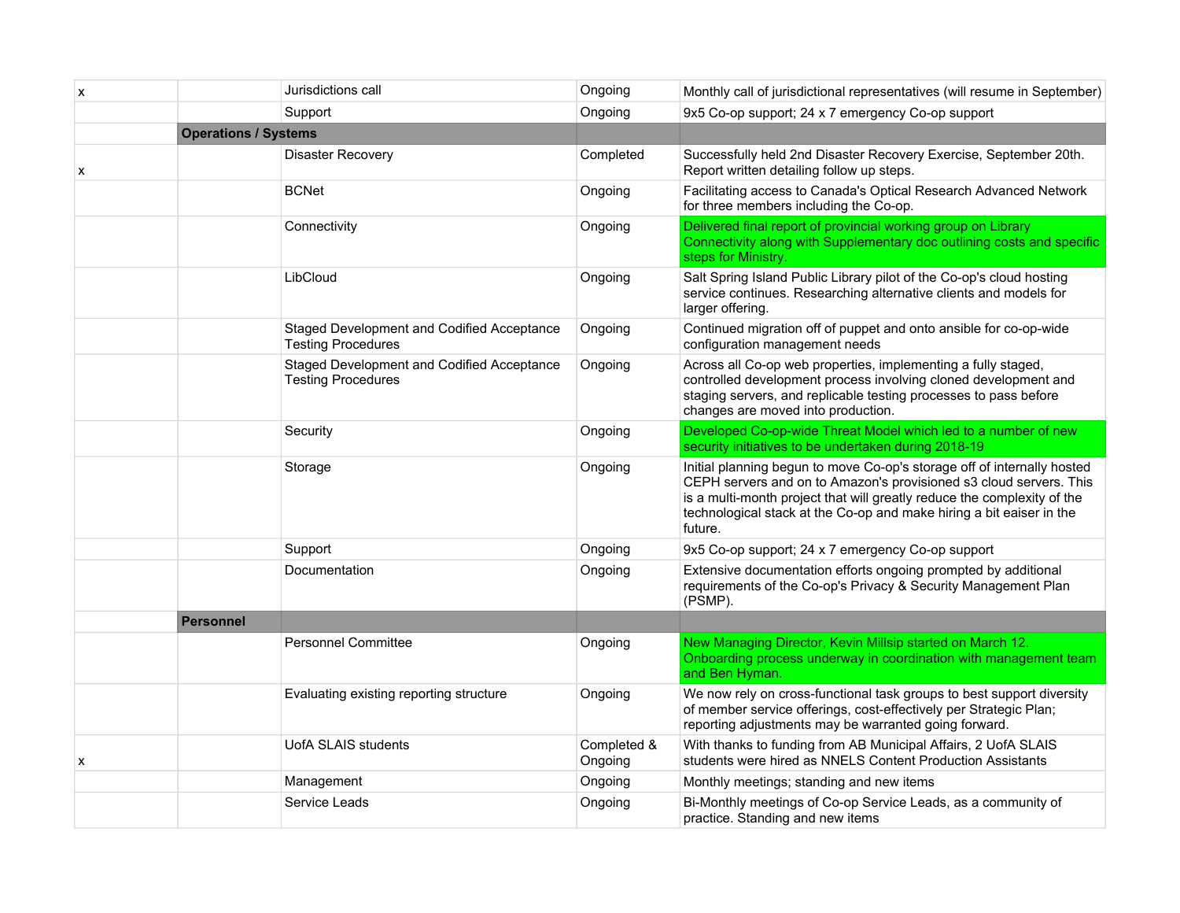| | | | | |
|---|---|---|---|---|
| x | | Jurisdictions call | Ongoing | Monthly call of jurisdictional representatives (will resume in September) |
| | | Support | Ongoing | 9x5 Co-op support; 24 x 7 emergency Co-op support |
| | **Operations / Systems** | | | |
| x | | Disaster Recovery | Completed | Successfully held 2nd Disaster Recovery Exercise, September 20th. Report written detailing follow up steps. |
| | | BCNet | Ongoing | Facilitating access to Canada's Optical Research Advanced Network for three members including the Co-op. |
| | | Connectivity | Ongoing | Delivered final report of provincial working group on Library Connectivity along with Supplementary doc outlining costs and specific steps for Ministry. |
| | | LibCloud | Ongoing | Salt Spring Island Public Library pilot of the Co-op's cloud hosting service continues. Researching alternative clients and models for larger offering. |
| | | Staged Development and Codified Acceptance Testing Procedures | Ongoing | Continued migration off of puppet and onto ansible for co-op-wide configuration management needs |
| | | Staged Development and Codified Acceptance Testing Procedures | Ongoing | Across all Co-op web properties, implementing a fully staged, controlled development process involving cloned development and staging servers, and replicable testing processes to pass before changes are moved into production. |
| | | Security | Ongoing | Developed Co-op-wide Threat Model which led to a number of new security initiatives to be undertaken during 2018-19 |
| | | Storage | Ongoing | Initial planning begun to move Co-op's storage off of internally hosted CEPH servers and on to Amazon's provisioned s3 cloud servers. This is a multi-month project that will greatly reduce the complexity of the technological stack at the Co-op and make hiring a bit eaiser in the future. |
| | | Support | Ongoing | 9x5 Co-op support; 24 x 7 emergency Co-op support |
| | | Documentation | Ongoing | Extensive documentation efforts ongoing prompted by additional requirements of the Co-op's Privacy & Security Management Plan (PSMP). |
| | **Personnel** | | | |
| | | Personnel Committee | Ongoing | New Managing Director, Kevin Millsip started on March 12. Onboarding process underway in coordination with management team and Ben Hyman. |
| | | Evaluating existing reporting structure | Ongoing | We now rely on cross-functional task groups to best support diversity of member service offerings, cost-effectively per Strategic Plan; reporting adjustments may be warranted going forward. |
| x | | UofA SLAIS students | Completed & Ongoing | With thanks to funding from AB Municipal Affairs, 2 UofA SLAIS students were hired as NNELS Content Production Assistants |
| | | Management | Ongoing | Monthly meetings; standing and new items |
| | | Service Leads | Ongoing | Bi-Monthly meetings of Co-op Service Leads, as a community of practice. Standing and new items |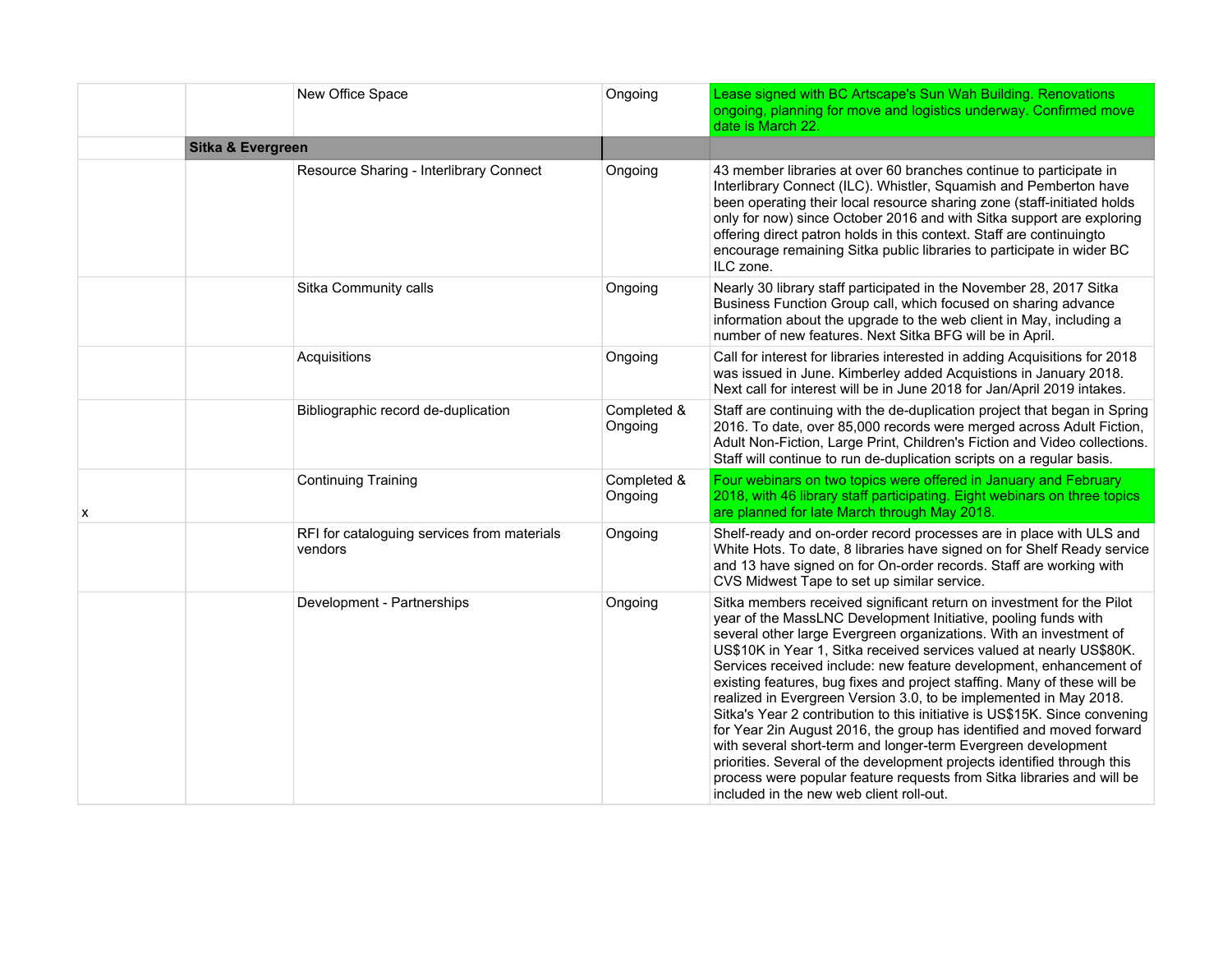| | | | | |
|---|---|---|---|---|
| | | New Office Space | Ongoing | Lease signed with BC Artscape's Sun Wah Building. Renovations ongoing, planning for move and logistics underway. Confirmed move date is March 22. |
| | **Sitka & Evergreen** | | | |
| | | Resource Sharing - Interlibrary Connect | Ongoing | 43 member libraries at over 60 branches continue to participate in Interlibrary Connect (ILC). Whistler, Squamish and Pemberton have been operating their local resource sharing zone (staff-initiated holds only for now) since October 2016 and with Sitka support are exploring offering direct patron holds in this context. Staff are continuingto encourage remaining Sitka public libraries to participate in wider BC ILC zone. |
| | | Sitka Community calls | Ongoing | Nearly 30 library staff participated in the November 28, 2017 Sitka Business Function Group call, which focused on sharing advance information about the upgrade to the web client in May, including a number of new features. Next Sitka BFG will be in April. |
| | | Acquisitions | Ongoing | Call for interest for libraries interested in adding Acquisitions for 2018 was issued in June. Kimberley added Acquistions in January 2018. Next call for interest will be in June 2018 for Jan/April 2019 intakes. |
| | | Bibliographic record de-duplication | Completed & Ongoing | Staff are continuing with the de-duplication project that began in Spring 2016. To date, over 85,000 records were merged across Adult Fiction, Adult Non-Fiction, Large Print, Children's Fiction and Video collections. Staff will continue to run de-duplication scripts on a regular basis. |
| x | | Continuing Training | Completed & Ongoing | Four webinars on two topics were offered in January and February 2018, with 46 library staff participating. Eight webinars on three topics are planned for late March through May 2018. |
| | | RFI for cataloguing services from materials vendors | Ongoing | Shelf-ready and on-order record processes are in place with ULS and White Hots. To date, 8 libraries have signed on for Shelf Ready service and 13 have signed on for On-order records. Staff are working with CVS Midwest Tape to set up similar service. |
| | | Development - Partnerships | Ongoing | Sitka members received significant return on investment for the Pilot year of the MassLNC Development Initiative, pooling funds with several other large Evergreen organizations. With an investment of US$10K in Year 1, Sitka received services valued at nearly US$80K. Services received include: new feature development, enhancement of existing features, bug fixes and project staffing. Many of these will be realized in Evergreen Version 3.0, to be implemented in May 2018. Sitka's Year 2 contribution to this initiative is US$15K. Since convening for Year 2in August 2016, the group has identified and moved forward with several short-term and longer-term Evergreen development priorities. Several of the development projects identified through this process were popular feature requests from Sitka libraries and will be included in the new web client roll-out. |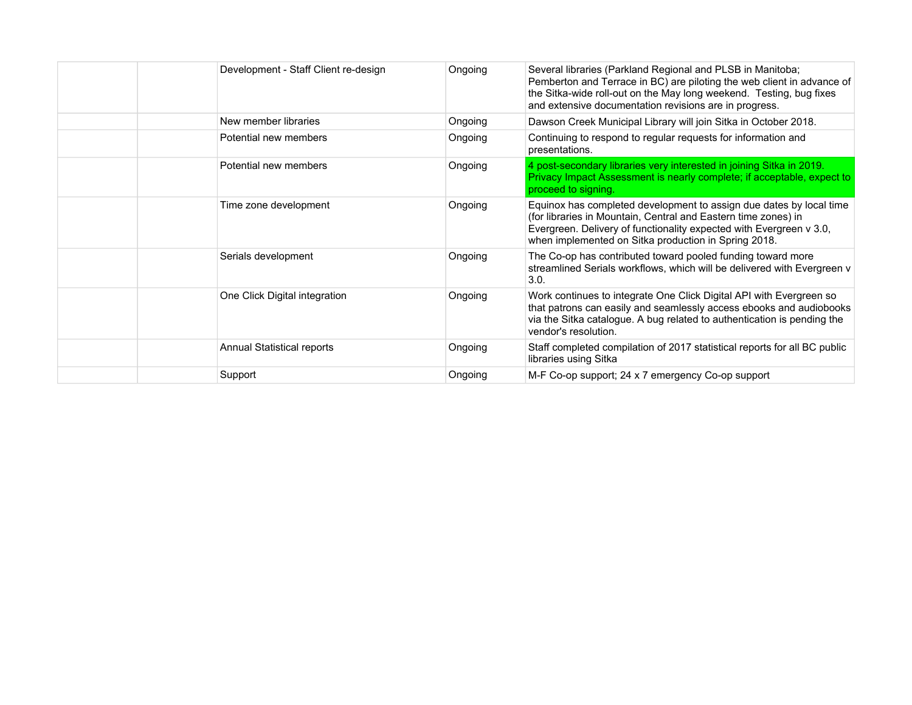| | | | | |
|---|---|---|---|---|
| | | Development - Staff Client re-design | Ongoing | Several libraries (Parkland Regional and PLSB in Manitoba; Pemberton and Terrace in BC) are piloting the web client in advance of the Sitka-wide roll-out on the May long weekend. Testing, bug fixes and extensive documentation revisions are in progress. |
| | | New member libraries | Ongoing | Dawson Creek Municipal Library will join Sitka in October 2018. |
| | | Potential new members | Ongoing | Continuing to respond to regular requests for information and presentations. |
| | | Potential new members | Ongoing | 4 post-secondary libraries very interested in joining Sitka in 2019. Privacy Impact Assessment is nearly complete; if acceptable, expect to proceed to signing. |
| | | Time zone development | Ongoing | Equinox has completed development to assign due dates by local time (for libraries in Mountain, Central and Eastern time zones) in Evergreen. Delivery of functionality expected with Evergreen v 3.0, when implemented on Sitka production in Spring 2018. |
| | | Serials development | Ongoing | The Co-op has contributed toward pooled funding toward more streamlined Serials workflows, which will be delivered with Evergreen v 3.0. |
| | | One Click Digital integration | Ongoing | Work continues to integrate One Click Digital API with Evergreen so that patrons can easily and seamlessly access ebooks and audiobooks via the Sitka catalogue. A bug related to authentication is pending the vendor's resolution. |
| | | Annual Statistical reports | Ongoing | Staff completed compilation of 2017 statistical reports for all BC public libraries using Sitka |
| | | Support | Ongoing | M-F Co-op support; 24 x 7 emergency Co-op support |